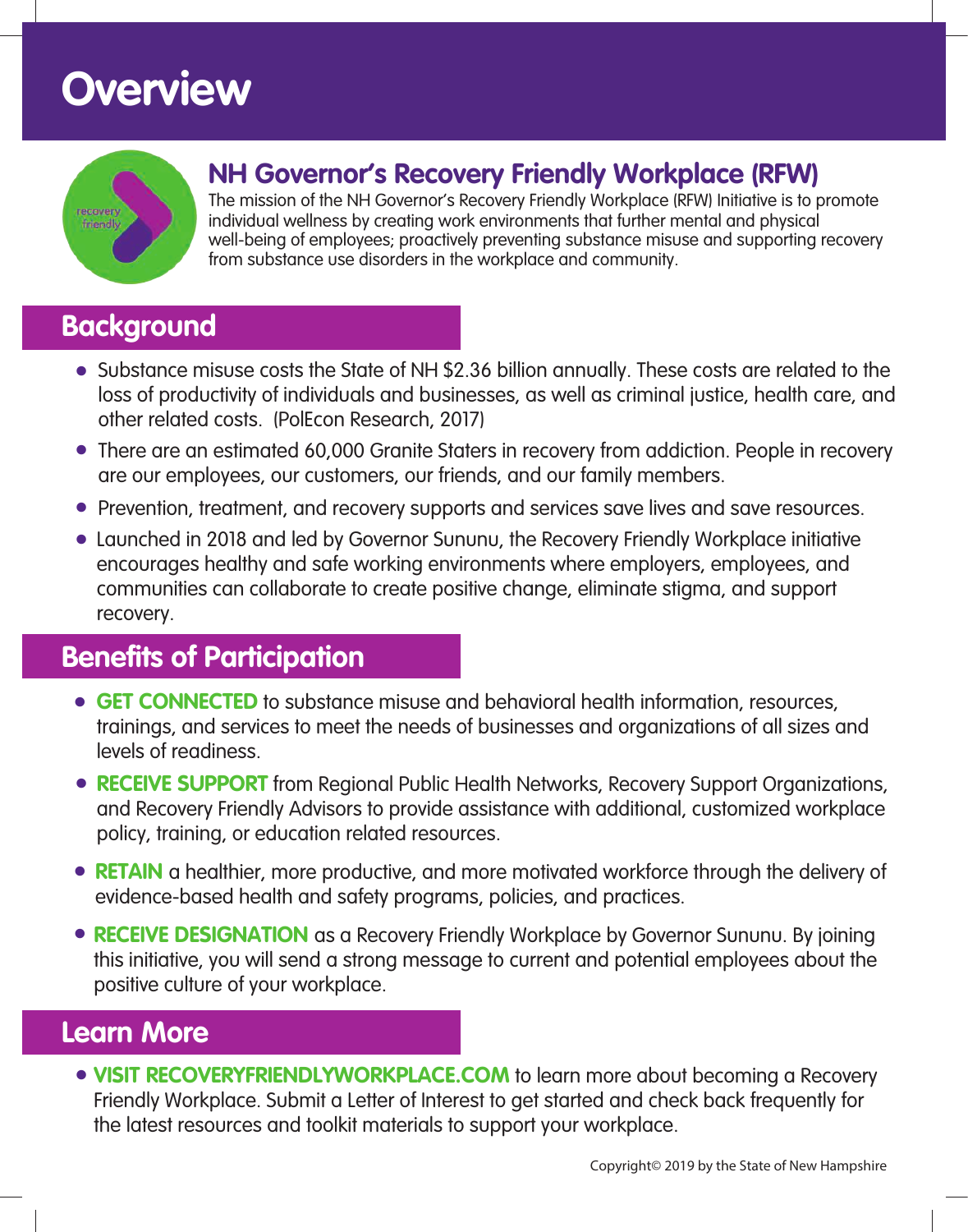# Overview

## NH Governor's Recovery Friendly Workplace (RFW)

The mission of the NH Governor's Recovery Friendly Workplace (RFW) Initiative is to promote individual wellness by creating work environments that further mental and physical well-being of employees; proactively preventing substance misuse and supporting recovery from substance use disorders in the workplace and community.

## Background

- Substance misuse costs the State of NH $2.36 billion annually. These costs are related to the loss of productivity of individuals and businesses, as well as criminal justice, health care, and other related costs. (PolEcon Research, 2017)
- There are an estimated 60,000 Granite Staters in recovery from addiction. People in recovery are our employees, our customers, our friends, and our family members.
- Prevention, treatment, and recovery supports and services save lives and save resources.
- Launched in 2018 and led by Governor Sununu, the Recovery Friendly Workplace initiative encourages healthy and safe working environments where employers, employees, and communities can collaborate to create positive change, eliminate stigma, and support recovery.

## Benefits of Participation

- **GET CONNECTED** to substance misuse and behavioral health information, resources, trainings, and services to meet the needs of businesses and organizations of all sizes and levels of readiness.
- **RECEIVE SUPPORT** from Regional Public Health Networks, Recovery Support Organizations, and Recovery Friendly Advisors to provide assistance with additional, customized workplace policy, training, or education related resources.
- **RETAIN** a healthier, more productive, and more motivated workforce through the delivery of evidence-based health and safety programs, policies, and practices.
- **RECEIVE DESIGNATION** as a Recovery Friendly Workplace by Governor Sununu. By joining this initiative, you will send a strong message to current and potential employees about the positive culture of your workplace.

## Learn More

- **VISIT RECOVERYFRIENDLYWORKPLACE.COM** to learn more about becoming a Recovery Friendly Workplace. Submit a Letter of Interest to get started and check back frequently for the latest resources and toolkit materials to support your workplace.

Copyright© 2019 by the State of New Hampshire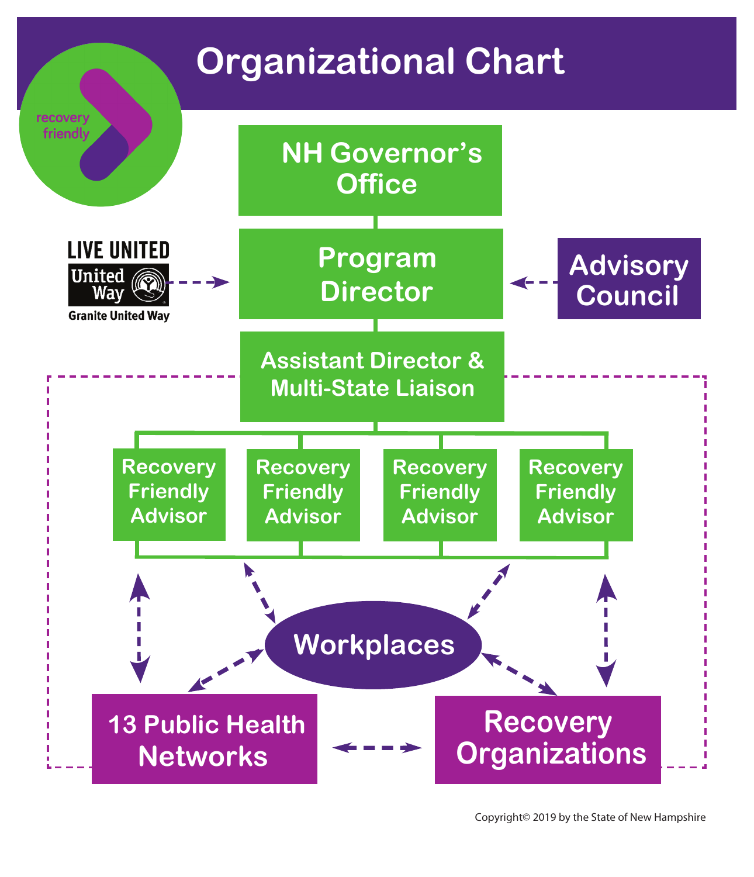# Organizational Chart

recovery friendly

NH Governor's Office

Program Director

LIVE UNITED
United Way
Granite United Way

Advisory Council

Assistant Director & Multi-State Liaison

Recovery Friendly Advisor

Recovery Friendly Advisor

Recovery Friendly Advisor

Recovery Friendly Advisor

Workplaces

13 Public Health Networks

Recovery Organizations

Copyright© 2019 by the State of New Hampshire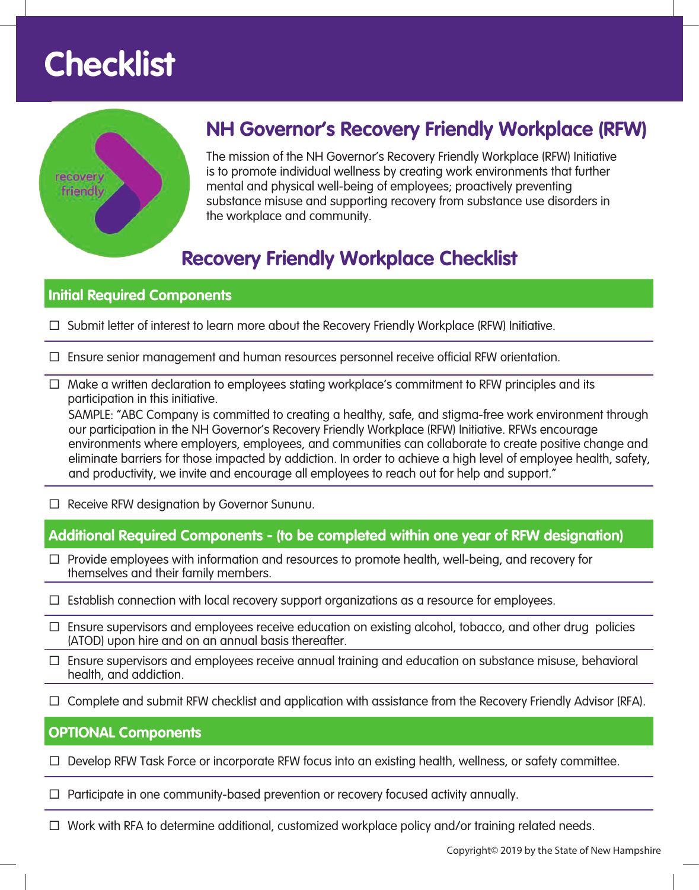# Checklist

## NH Governor's Recovery Friendly Workplace (RFW)

The mission of the NH Governor's Recovery Friendly Workplace (RFW) Initiative is to promote individual wellness by creating work environments that further mental and physical well-being of employees; proactively preventing substance misuse and supporting recovery from substance use disorders in the workplace and community.

## Recovery Friendly Workplace Checklist

### Initial Required Components

- ☐ Submit letter of interest to learn more about the Recovery Friendly Workplace (RFW) Initiative.
- ☐ Ensure senior management and human resources personnel receive official RFW orientation.
- ☐ Make a written declaration to employees stating workplace's commitment to RFW principles and its participation in this initiative.
  SAMPLE: "ABC Company is committed to creating a healthy, safe, and stigma-free work environment through our participation in the NH Governor's Recovery Friendly Workplace (RFW) Initiative. RFWs encourage environments where employers, employees, and communities can collaborate to create positive change and eliminate barriers for those impacted by addiction. In order to achieve a high level of employee health, safety, and productivity, we invite and encourage all employees to reach out for help and support."
- ☐ Receive RFW designation by Governor Sununu.

### Additional Required Components - (to be completed within one year of RFW designation)

- ☐ Provide employees with information and resources to promote health, well-being, and recovery for themselves and their family members.
- ☐ Establish connection with local recovery support organizations as a resource for employees.
- ☐ Ensure supervisors and employees receive education on existing alcohol, tobacco, and other drug policies (ATOD) upon hire and on an annual basis thereafter.
- ☐ Ensure supervisors and employees receive annual training and education on substance misuse, behavioral health, and addiction.
- ☐ Complete and submit RFW checklist and application with assistance from the Recovery Friendly Advisor (RFA).

### OPTIONAL Components

- ☐ Develop RFW Task Force or incorporate RFW focus into an existing health, wellness, or safety committee.
- ☐ Participate in one community-based prevention or recovery focused activity annually.
- ☐ Work with RFA to determine additional, customized workplace policy and/or training related needs.

Copyright© 2019 by the State of New Hampshire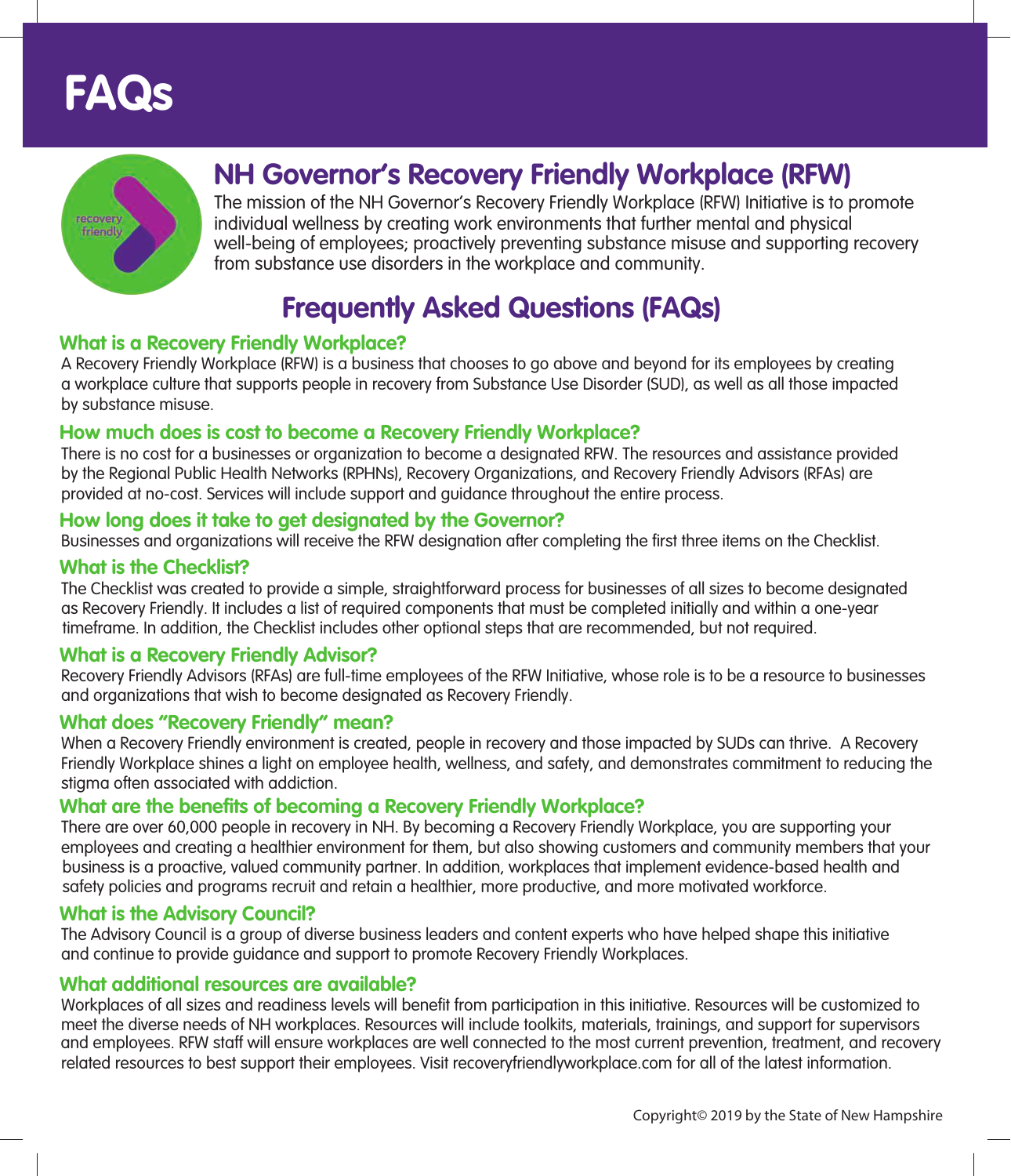# FAQs

## NH Governor's Recovery Friendly Workplace (RFW)

The mission of the NH Governor's Recovery Friendly Workplace (RFW) Initiative is to promote individual wellness by creating work environments that further mental and physical well-being of employees; proactively preventing substance misuse and supporting recovery from substance use disorders in the workplace and community.

## Frequently Asked Questions (FAQs)

### What is a Recovery Friendly Workplace?

A Recovery Friendly Workplace (RFW) is a business that chooses to go above and beyond for its employees by creating a workplace culture that supports people in recovery from Substance Use Disorder (SUD), as well as all those impacted by substance misuse.

### How much does is cost to become a Recovery Friendly Workplace?

There is no cost for a businesses or organization to become a designated RFW. The resources and assistance provided by the Regional Public Health Networks (RPHNs), Recovery Organizations, and Recovery Friendly Advisors (RFAs) are provided at no-cost. Services will include support and guidance throughout the entire process.

### How long does it take to get designated by the Governor?

Businesses and organizations will receive the RFW designation after completing the first three items on the Checklist.

### What is the Checklist?

The Checklist was created to provide a simple, straightforward process for businesses of all sizes to become designated as Recovery Friendly. It includes a list of required components that must be completed initially and within a one-year timeframe. In addition, the Checklist includes other optional steps that are recommended, but not required.

### What is a Recovery Friendly Advisor?

Recovery Friendly Advisors (RFAs) are full-time employees of the RFW Initiative, whose role is to be a resource to businesses and organizations that wish to become designated as Recovery Friendly.

### What does "Recovery Friendly" mean?

When a Recovery Friendly environment is created, people in recovery and those impacted by SUDs can thrive. A Recovery Friendly Workplace shines a light on employee health, wellness, and safety, and demonstrates commitment to reducing the stigma often associated with addiction.

### What are the benefits of becoming a Recovery Friendly Workplace?

There are over 60,000 people in recovery in NH. By becoming a Recovery Friendly Workplace, you are supporting your employees and creating a healthier environment for them, but also showing customers and community members that your business is a proactive, valued community partner. In addition, workplaces that implement evidence-based health and safety policies and programs recruit and retain a healthier, more productive, and more motivated workforce.

### What is the Advisory Council?

The Advisory Council is a group of diverse business leaders and content experts who have helped shape this initiative and continue to provide guidance and support to promote Recovery Friendly Workplaces.

### What additional resources are available?

Workplaces of all sizes and readiness levels will benefit from participation in this initiative. Resources will be customized to meet the diverse needs of NH workplaces. Resources will include toolkits, materials, trainings, and support for supervisors and employees. RFW staff will ensure workplaces are well connected to the most current prevention, treatment, and recovery related resources to best support their employees. Visit recoveryfriendlyworkplace.com for all of the latest information.

Copyright© 2019 by the State of New Hampshire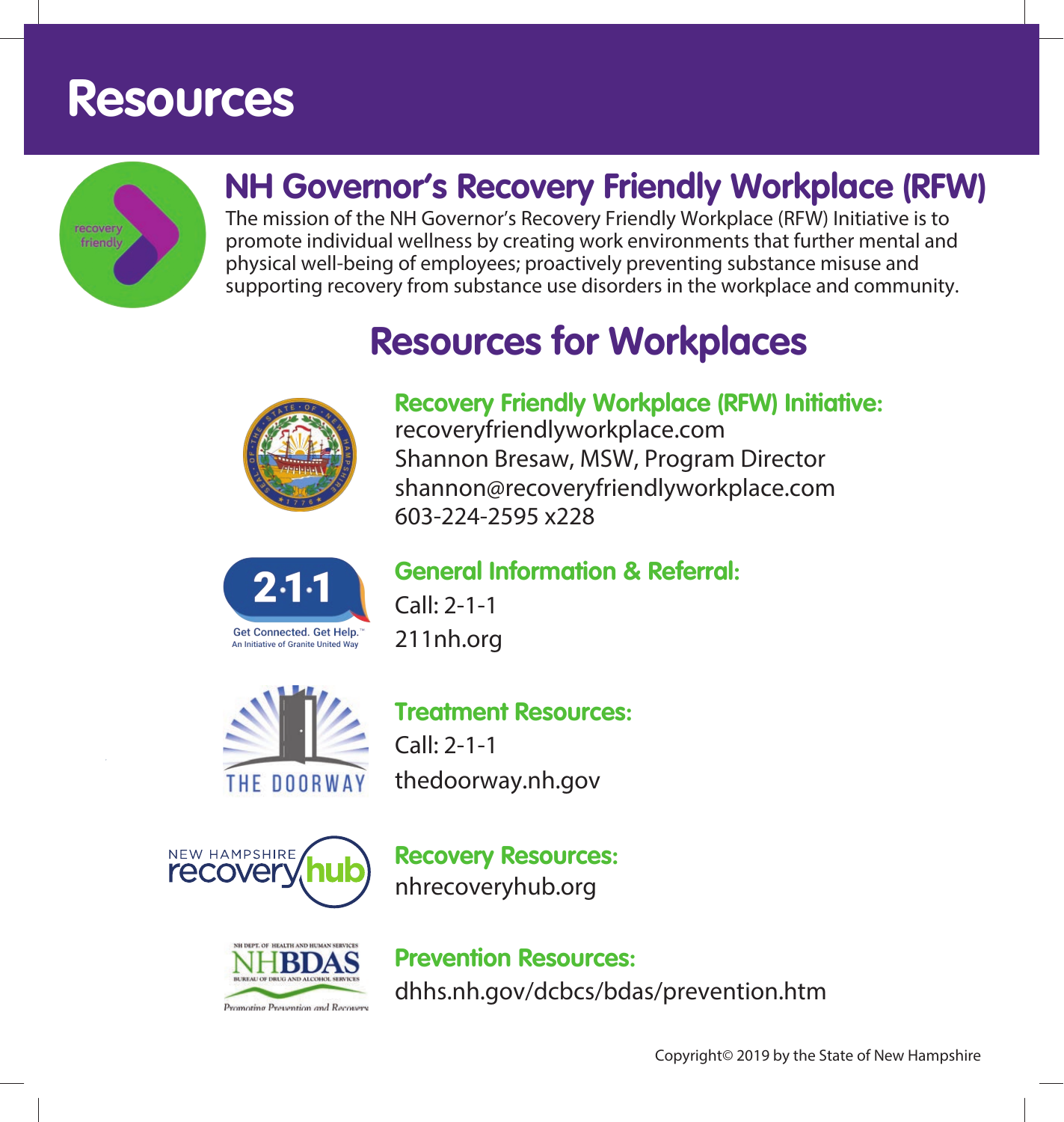# Resources

## NH Governor's Recovery Friendly Workplace (RFW)

The mission of the NH Governor's Recovery Friendly Workplace (RFW) Initiative is to promote individual wellness by creating work environments that further mental and physical well-being of employees; proactively preventing substance misuse and supporting recovery from substance use disorders in the workplace and community.

## Resources for Workplaces

### Recovery Friendly Workplace (RFW) Initiative:

recoveryfriendlyworkplace.com
Shannon Bresaw, MSW, Program Director
shannon@recoveryfriendlyworkplace.com
603-224-2595 x228

### General Information & Referral:

Call: 2-1-1
211nh.org

### Treatment Resources:

Call: 2-1-1
thedoorway.nh.gov

### Recovery Resources:

nhrecoveryhub.org

### Prevention Resources:

dhhs.nh.gov/dcbcs/bdas/prevention.htm

Copyright© 2019 by the State of New Hampshire